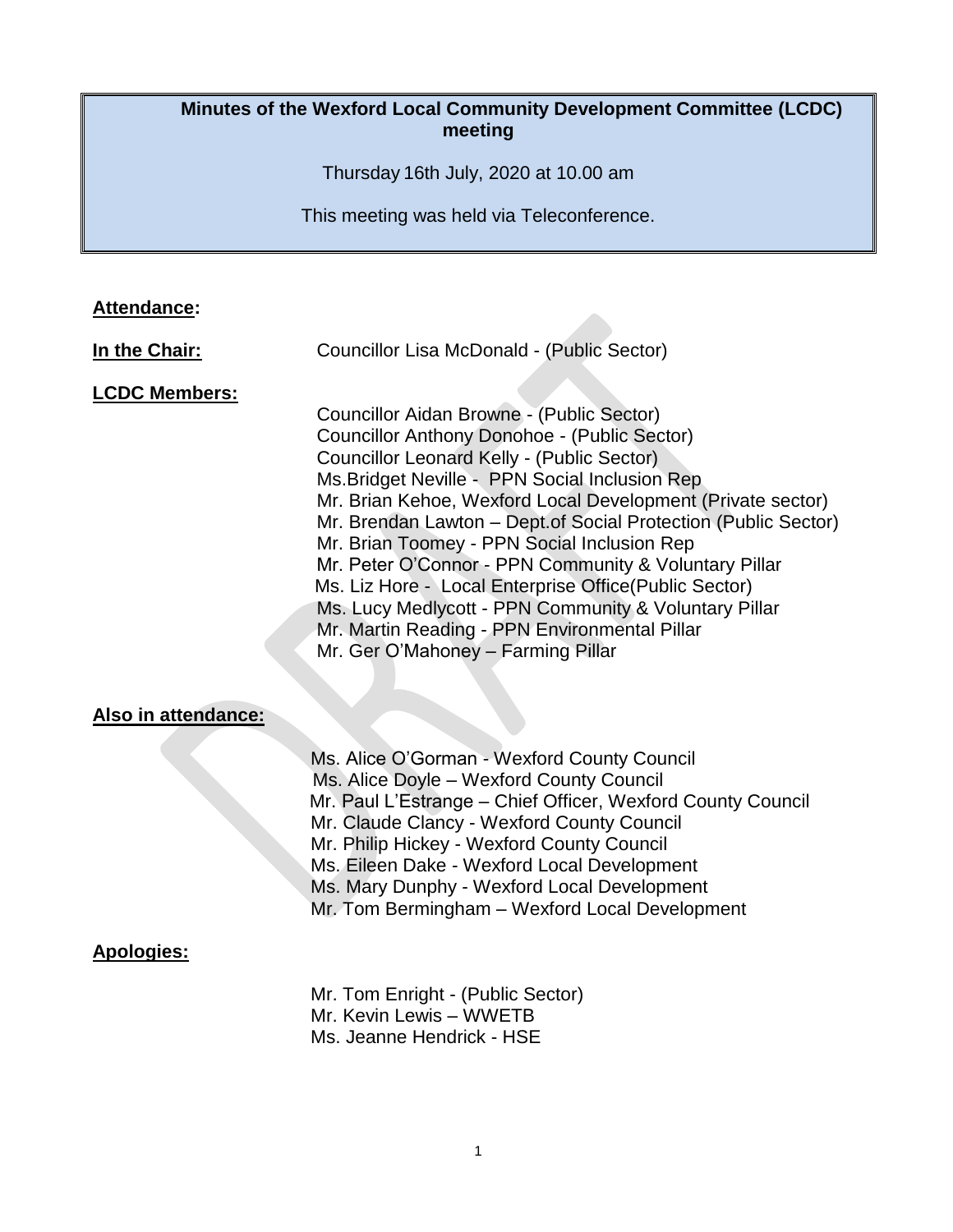# Minutes of the Wexford Local Community Development Committee (LCDC) meeting

Thursday 16th July, 2020 at 10.00 am

This meeting was held via Teleconference.

**Attendance:**

**In the Chair:** Councillor Lisa McDonald - (Public Sector)

**LCDC Members:**

Councillor Aidan Browne - (Public Sector)
Councillor Anthony Donohoe - (Public Sector)
Councillor Leonard Kelly - (Public Sector)
Ms.Bridget Neville - PPN Social Inclusion Rep
Mr. Brian Kehoe, Wexford Local Development (Private sector)
Mr. Brendan Lawton – Dept.of Social Protection (Public Sector)
Mr. Brian Toomey - PPN Social Inclusion Rep
Mr. Peter O'Connor - PPN Community & Voluntary Pillar
Ms. Liz Hore - Local Enterprise Office(Public Sector)
Ms. Lucy Medlycott - PPN Community & Voluntary Pillar
Mr. Martin Reading - PPN Environmental Pillar
Mr. Ger O'Mahoney – Farming Pillar

**Also in attendance:**

Ms. Alice O'Gorman - Wexford County Council
Ms. Alice Doyle – Wexford County Council
Mr. Paul L'Estrange – Chief Officer, Wexford County Council
Mr. Claude Clancy - Wexford County Council
Mr. Philip Hickey - Wexford County Council
Ms. Eileen Dake - Wexford Local Development
Ms. Mary Dunphy - Wexford Local Development
Mr. Tom Bermingham – Wexford Local Development

**Apologies:**

Mr. Tom Enright - (Public Sector)
Mr. Kevin Lewis – WWETB
Ms. Jeanne Hendrick - HSE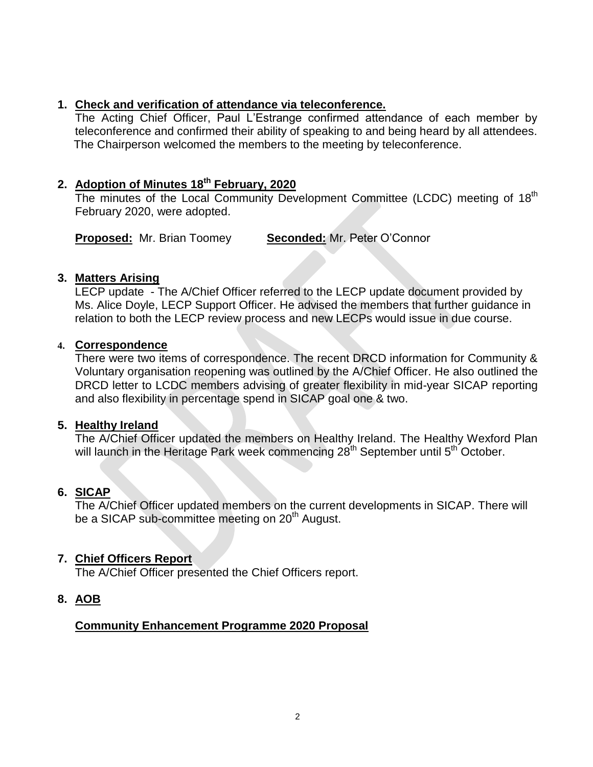1. **Check and verification of attendance via teleconference.**
   The Acting Chief Officer, Paul L'Estrange confirmed attendance of each member by teleconference and confirmed their ability of speaking to and being heard by all attendees. The Chairperson welcomed the members to the meeting by teleconference.

2. **Adoption of Minutes 18th February, 2020**
   The minutes of the Local Community Development Committee (LCDC) meeting of 18th February 2020, were adopted.

   **Proposed:** Mr. Brian Toomey **Seconded:** Mr. Peter O'Connor

3. **Matters Arising**
   LECP update - The A/Chief Officer referred to the LECP update document provided by Ms. Alice Doyle, LECP Support Officer. He advised the members that further guidance in relation to both the LECP review process and new LECPs would issue in due course.

4. **Correspondence**
   There were two items of correspondence. The recent DRCD information for Community & Voluntary organisation reopening was outlined by the A/Chief Officer. He also outlined the DRCD letter to LCDC members advising of greater flexibility in mid-year SICAP reporting and also flexibility in percentage spend in SICAP goal one & two.

5. **Healthy Ireland**
   The A/Chief Officer updated the members on Healthy Ireland. The Healthy Wexford Plan will launch in the Heritage Park week commencing 28th September until 5th October.

6. **SICAP**
   The A/Chief Officer updated members on the current developments in SICAP. There will be a SICAP sub-committee meeting on 20th August.

7. **Chief Officers Report**
   The A/Chief Officer presented the Chief Officers report.

8. **AOB**

   **Community Enhancement Programme 2020 Proposal**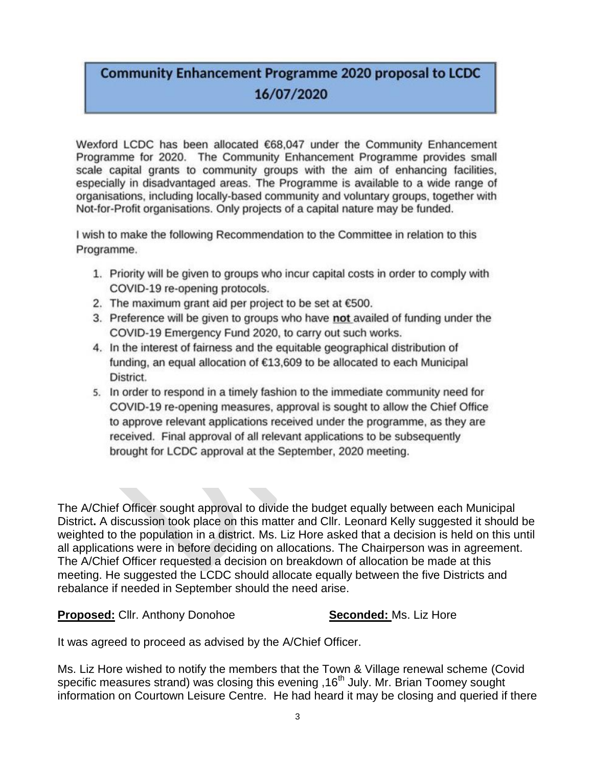# Community Enhancement Programme 2020 proposal to LCDC 16/07/2020

Wexford LCDC has been allocated €68,047 under the Community Enhancement Programme for 2020. The Community Enhancement Programme provides small scale capital grants to community groups with the aim of enhancing facilities, especially in disadvantaged areas. The Programme is available to a wide range of organisations, including locally-based community and voluntary groups, together with Not-for-Profit organisations. Only projects of a capital nature may be funded.

I wish to make the following Recommendation to the Committee in relation to this Programme.

1. Priority will be given to groups who incur capital costs in order to comply with COVID-19 re-opening protocols.
2. The maximum grant aid per project to be set at €500.
3. Preference will be given to groups who have **not** availed of funding under the COVID-19 Emergency Fund 2020, to carry out such works.
4. In the interest of fairness and the equitable geographical distribution of funding, an equal allocation of €13,609 to be allocated to each Municipal District.
5. In order to respond in a timely fashion to the immediate community need for COVID-19 re-opening measures, approval is sought to allow the Chief Office to approve relevant applications received under the programme, as they are received. Final approval of all relevant applications to be subsequently brought for LCDC approval at the September, 2020 meeting.

The A/Chief Officer sought approval to divide the budget equally between each Municipal District**.** A discussion took place on this matter and Cllr. Leonard Kelly suggested it should be weighted to the population in a district. Ms. Liz Hore asked that a decision is held on this until all applications were in before deciding on allocations. The Chairperson was in agreement. The A/Chief Officer requested a decision on breakdown of allocation be made at this meeting. He suggested the LCDC should allocate equally between the five Districts and rebalance if needed in September should the need arise.

**Proposed:** Cllr. Anthony Donohoe **Seconded:** Ms. Liz Hore

It was agreed to proceed as advised by the A/Chief Officer.

Ms. Liz Hore wished to notify the members that the Town & Village renewal scheme (Covid specific measures strand) was closing this evening ,16th July. Mr. Brian Toomey sought information on Courtown Leisure Centre. He had heard it may be closing and queried if there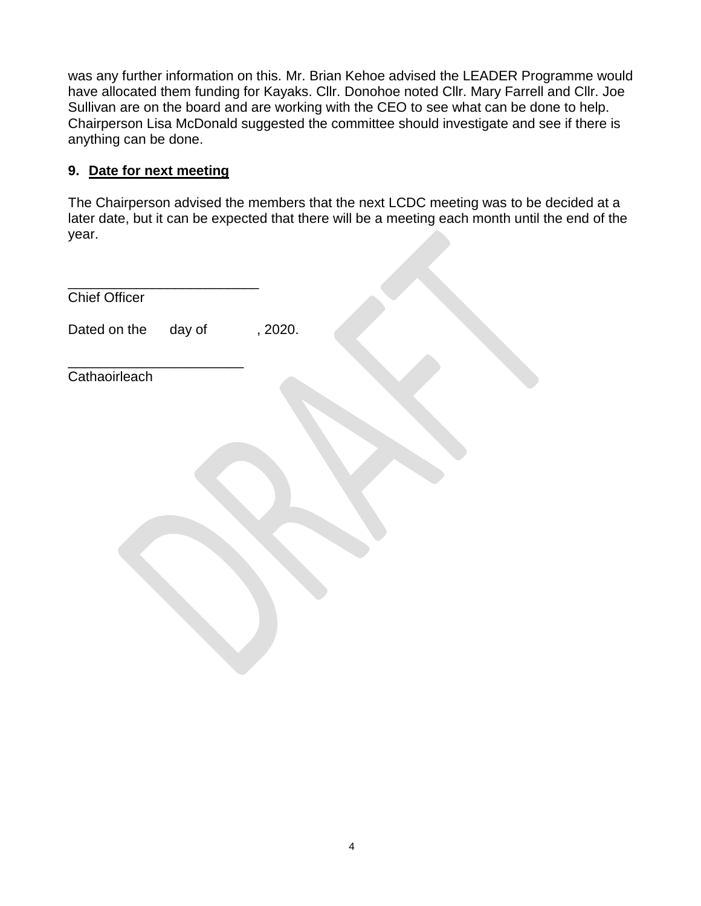was any further information on this. Mr. Brian Kehoe advised the LEADER Programme would have allocated them funding for Kayaks. Cllr. Donohoe noted Cllr. Mary Farrell and Cllr. Joe Sullivan are on the board and are working with the CEO to see what can be done to help. Chairperson Lisa McDonald suggested the committee should investigate and see if there is anything can be done.

## 9. Date for next meeting

The Chairperson advised the members that the next LCDC meeting was to be decided at a later date, but it can be expected that there will be a meeting each month until the end of the year.

_________________________
Chief Officer

Dated on the day of , 2020.

_______________________
Cathaoirleach